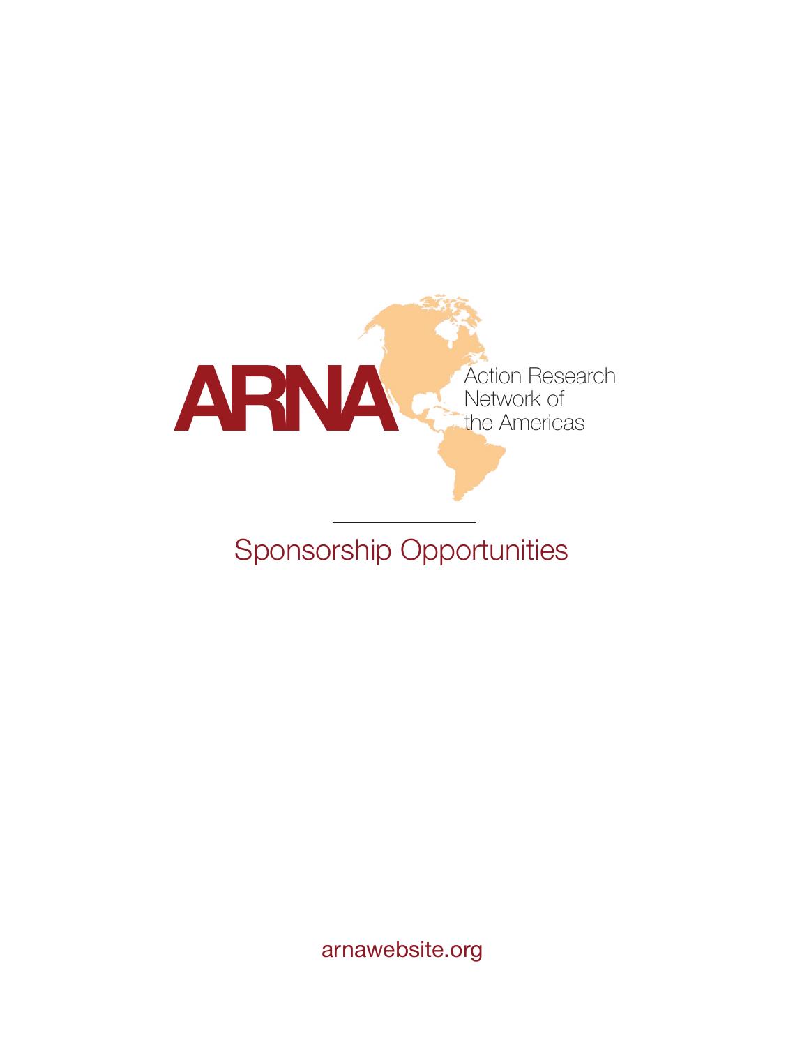# ARNA

Action Research Network of the Americas

## Sponsorship Opportunities

arnawebsite.org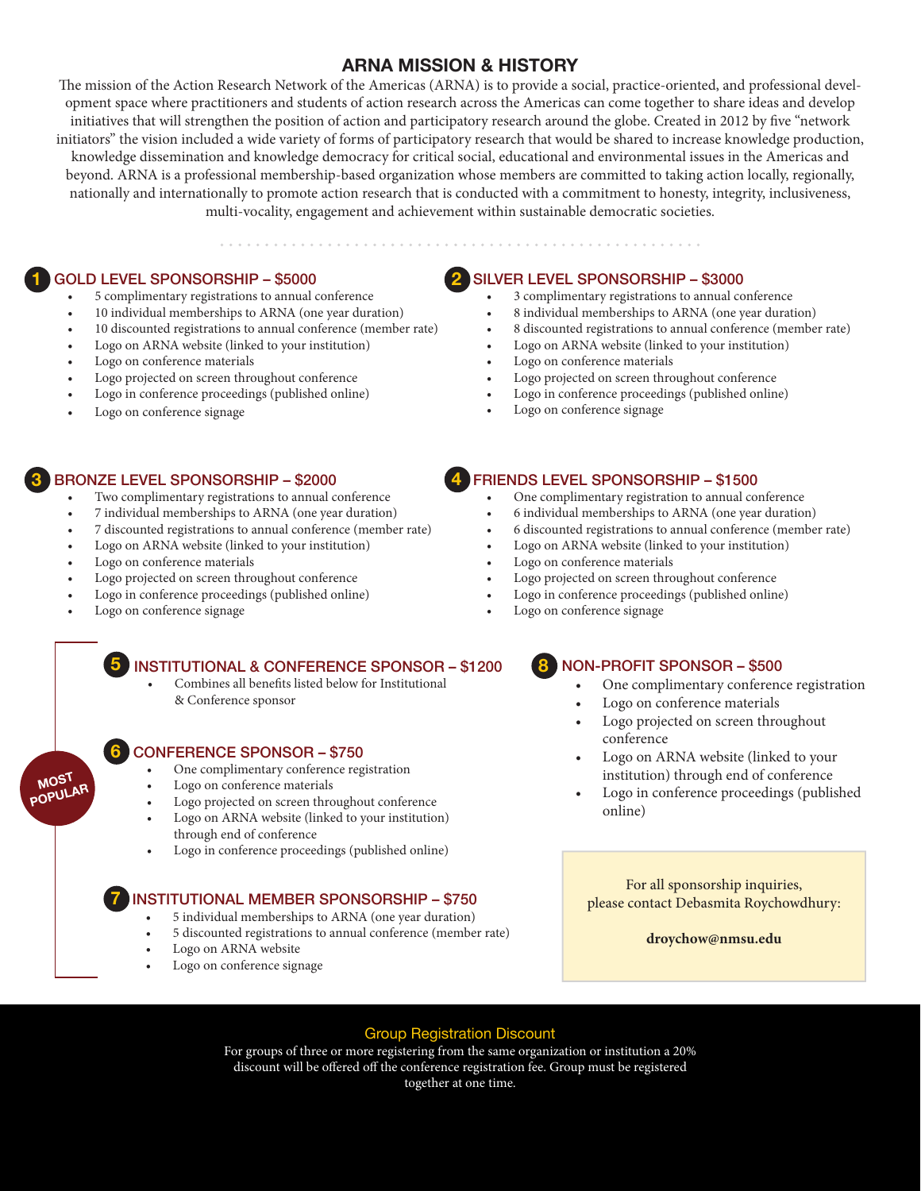# ARNA MISSION & HISTORY

The mission of the Action Research Network of the Americas (ARNA) is to provide a social, practice-oriented, and professional development space where practitioners and students of action research across the Americas can come together to share ideas and develop initiatives that will strengthen the position of action and participatory research around the globe. Created in 2012 by five "network initiators" the vision included a wide variety of forms of participatory research that would be shared to increase knowledge production, knowledge dissemination and knowledge democracy for critical social, educational and environmental issues in the Americas and beyond. ARNA is a professional membership-based organization whose members are committed to taking action locally, regionally, nationally and internationally to promote action research that is conducted with a commitment to honesty, integrity, inclusiveness, multi-vocality, engagement and achievement within sustainable democratic societies.

## 1 GOLD LEVEL SPONSORSHIP – $5000

- 5 complimentary registrations to annual conference
- 10 individual memberships to ARNA (one year duration)
- 10 discounted registrations to annual conference (member rate)
- Logo on ARNA website (linked to your institution)
- Logo on conference materials
- Logo projected on screen throughout conference
- Logo in conference proceedings (published online)
- Logo on conference signage

## 2 SILVER LEVEL SPONSORSHIP – $3000

- 3 complimentary registrations to annual conference
- 8 individual memberships to ARNA (one year duration)
- 8 discounted registrations to annual conference (member rate)
- Logo on ARNA website (linked to your institution)
- Logo on conference materials
- Logo projected on screen throughout conference
- Logo in conference proceedings (published online)
- Logo on conference signage

## 3 BRONZE LEVEL SPONSORSHIP – $2000

- Two complimentary registrations to annual conference
- 7 individual memberships to ARNA (one year duration)
- 7 discounted registrations to annual conference (member rate)
- Logo on ARNA website (linked to your institution)
- Logo on conference materials
- Logo projected on screen throughout conference
- Logo in conference proceedings (published online)
- Logo on conference signage

## 4 FRIENDS LEVEL SPONSORSHIP – $1500

- One complimentary registration to annual conference
- 6 individual memberships to ARNA (one year duration)
- 6 discounted registrations to annual conference (member rate)
- Logo on ARNA website (linked to your institution)
- Logo on conference materials
- Logo projected on screen throughout conference
- Logo in conference proceedings (published online)
- Logo on conference signage

**MOST POPULAR**

## 5 INSTITUTIONAL & CONFERENCE SPONSOR – $1200

- Combines all benefits listed below for Institutional & Conference sponsor

## 6 CONFERENCE SPONSOR – $750

- One complimentary conference registration
- Logo on conference materials
- Logo projected on screen throughout conference
- Logo on ARNA website (linked to your institution) through end of conference
- Logo in conference proceedings (published online)

## 7 INSTITUTIONAL MEMBER SPONSORSHIP – $750

- 5 individual memberships to ARNA (one year duration)
- 5 discounted registrations to annual conference (member rate)
- Logo on ARNA website
- Logo on conference signage

## 8 NON-PROFIT SPONSOR – $500

- One complimentary conference registration
- Logo on conference materials
- Logo projected on screen throughout conference
- Logo on ARNA website (linked to your institution) through end of conference
- Logo in conference proceedings (published online)

For all sponsorship inquiries, please contact Debasmita Roychowdhury:

**droychow@nmsu.edu**

## Group Registration Discount

For groups of three or more registering from the same organization or institution a 20% discount will be offered off the conference registration fee. Group must be registered together at one time.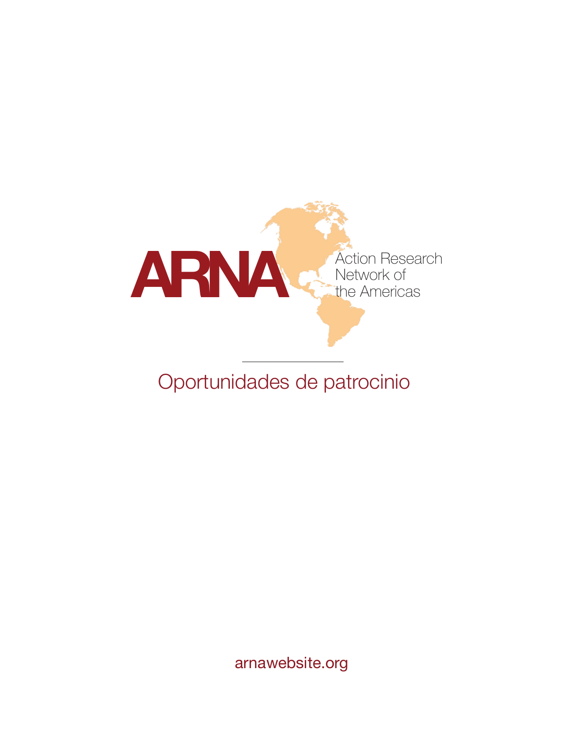ARNA

Action Research Network of the Americas

# Oportunidades de patrocinio

arnawebsite.org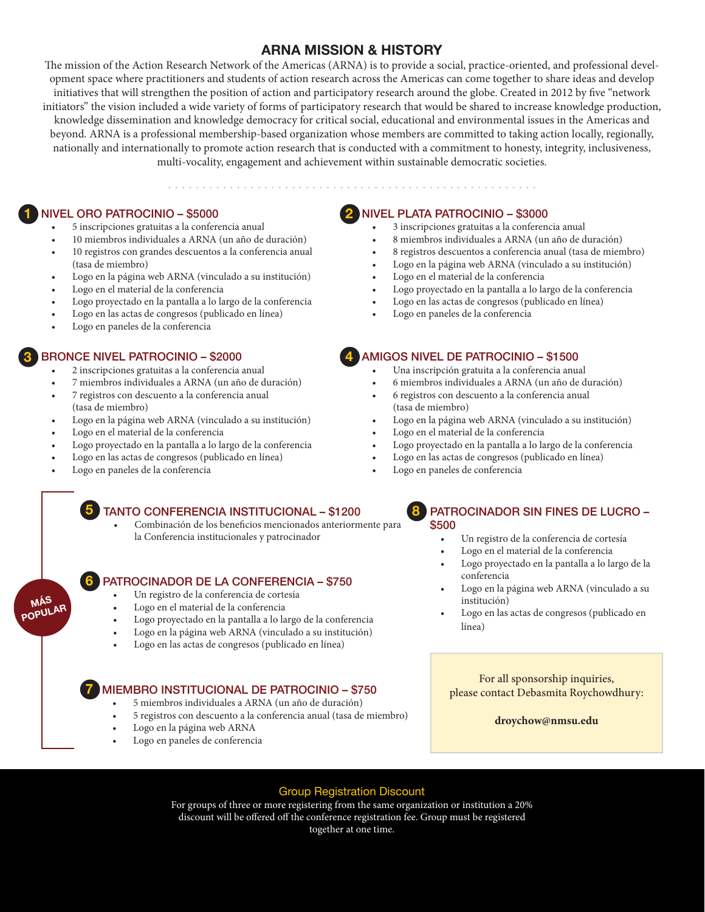## ARNA MISSION & HISTORY

The mission of the Action Research Network of the Americas (ARNA) is to provide a social, practice-oriented, and professional development space where practitioners and students of action research across the Americas can come together to share ideas and develop initiatives that will strengthen the position of action and participatory research around the globe. Created in 2012 by five "network initiators" the vision included a wide variety of forms of participatory research that would be shared to increase knowledge production, knowledge dissemination and knowledge democracy for critical social, educational and environmental issues in the Americas and beyond. ARNA is a professional membership-based organization whose members are committed to taking action locally, regionally, nationally and internationally to promote action research that is conducted with a commitment to honesty, integrity, inclusiveness, multi-vocality, engagement and achievement within sustainable democratic societies.

### 1 NIVEL ORO PATROCINIO – $5000

- 5 inscripciones gratuitas a la conferencia anual
- 10 miembros individuales a ARNA (un año de duración)
- 10 registros con grandes descuentos a la conferencia anual (tasa de miembro)
- Logo en la página web ARNA (vinculado a su institución)
- Logo en el material de la conferencia
- Logo proyectado en la pantalla a lo largo de la conferencia
- Logo en las actas de congresos (publicado en línea)
- Logo en paneles de la conferencia

### 2 NIVEL PLATA PATROCINIO – $3000

- 3 inscripciones gratuitas a la conferencia anual
- 8 miembros individuales a ARNA (un año de duración)
- 8 registros descuentos a conferencia anual (tasa de miembro)
- Logo en la página web ARNA (vinculado a su institución)
- Logo en el material de la conferencia
- Logo proyectado en la pantalla a lo largo de la conferencia
- Logo en las actas de congresos (publicado en línea)
- Logo en paneles de la conferencia

### 3 BRONCE NIVEL PATROCINIO – $2000

- 2 inscripciones gratuitas a la conferencia anual
- 7 miembros individuales a ARNA (un año de duración)
- 7 registros con descuento a la conferencia anual (tasa de miembro)
- Logo en la página web ARNA (vinculado a su institución)
- Logo en el material de la conferencia
- Logo proyectado en la pantalla a lo largo de la conferencia
- Logo en las actas de congresos (publicado en línea)
- Logo en paneles de la conferencia

### 4 AMIGOS NIVEL DE PATROCINIO – $1500

- Una inscripción gratuita a la conferencia anual
- 6 miembros individuales a ARNA (un año de duración)
- 6 registros con descuento a la conferencia anual (tasa de miembro)
- Logo en la página web ARNA (vinculado a su institución)
- Logo en el material de la conferencia
- Logo proyectado en la pantalla a lo largo de la conferencia
- Logo en las actas de congresos (publicado en línea)
- Logo en paneles de conferencia

**MÁS POPULAR**

### 5 TANTO CONFERENCIA INSTITUCIONAL – $1200

- Combinación de los beneficios mencionados anteriormente para la Conferencia institucionales y patrocinador

### 6 PATROCINADOR DE LA CONFERENCIA – $750

- Un registro de la conferencia de cortesía
- Logo en el material de la conferencia
- Logo proyectado en la pantalla a lo largo de la conferencia
- Logo en la página web ARNA (vinculado a su institución)
- Logo en las actas de congresos (publicado en línea)

### 7 MIEMBRO INSTITUCIONAL DE PATROCINIO – $750

- 5 miembros individuales a ARNA (un año de duración)
- 5 registros con descuento a la conferencia anual (tasa de miembro)
- Logo en la página web ARNA
- Logo en paneles de conferencia

### 8 PATROCINADOR SIN FINES DE LUCRO – $500

- Un registro de la conferencia de cortesía
- Logo en el material de la conferencia
- Logo proyectado en la pantalla a lo largo de la conferencia
- Logo en la página web ARNA (vinculado a su institución)
- Logo en las actas de congresos (publicado en línea)

For all sponsorship inquiries, please contact Debasmita Roychowdhury:

**droychow@nmsu.edu**

### Group Registration Discount

For groups of three or more registering from the same organization or institution a 20% discount will be offered off the conference registration fee. Group must be registered together at one time.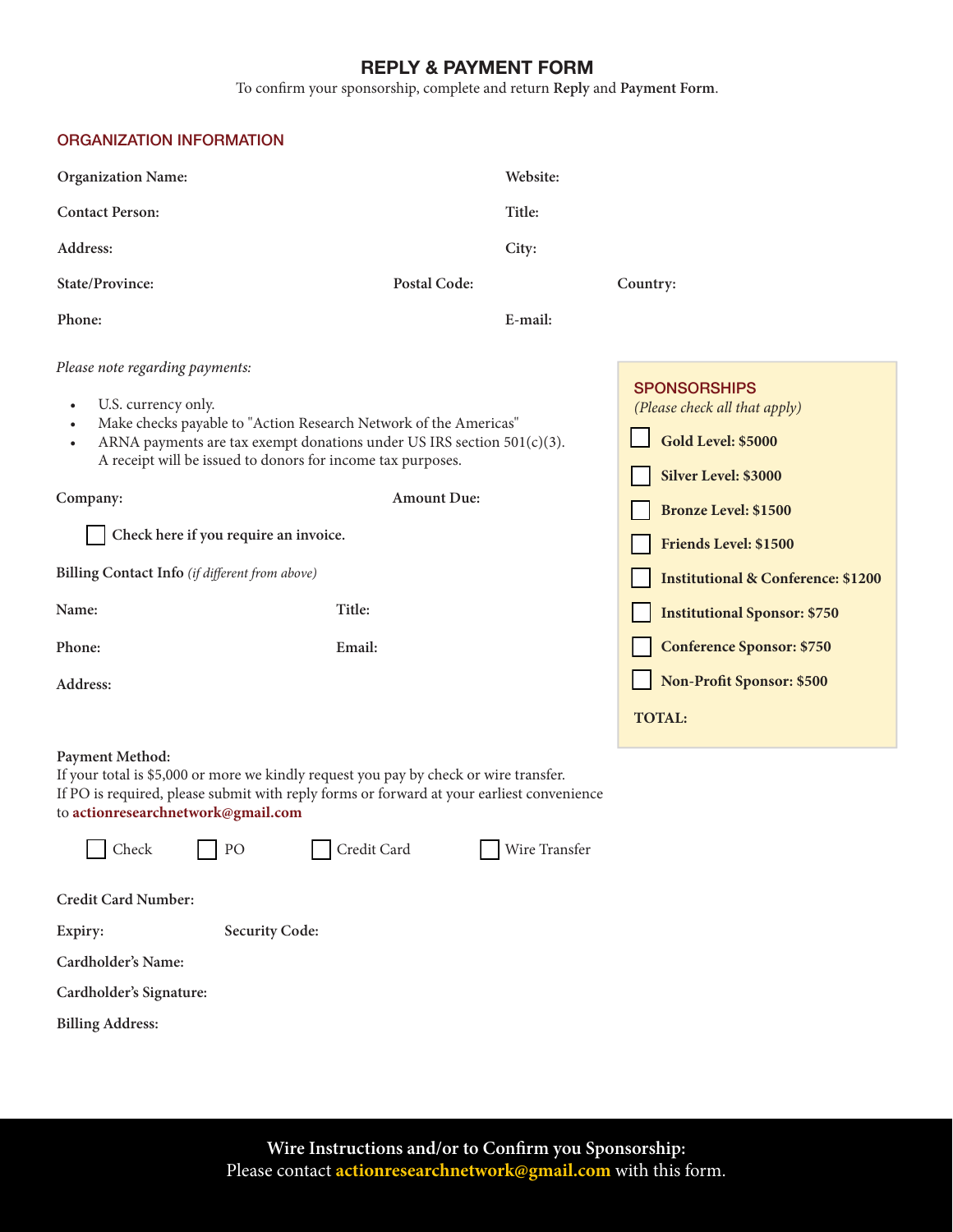## REPLY & PAYMENT FORM

To confirm your sponsorship, complete and return **Reply** and **Payment Form**.

### ORGANIZATION INFORMATION

**Organization Name:**

**Website:**

**Contact Person:**

**Title:**

**Address:**

**City:**

**State/Province:**

**Postal Code:**

**Country:**

**Phone:**

**E-mail:**

*Please note regarding payments:*

- U.S. currency only.
- Make checks payable to "Action Research Network of the Americas"
- ARNA payments are tax exempt donations under US IRS section 501(c)(3). A receipt will be issued to donors for income tax purposes.

**Company:**

**Amount Due:**

☐ **Check here if you require an invoice.**

**Billing Contact Info** *(if different from above)*

**Name:**

**Title:**

**Phone:**

**Email:**

**Address:**

### SPONSORSHIPS

*(Please check all that apply)*

- ☐ **Gold Level: $5000**
- ☐ **Silver Level: $3000**
- ☐ **Bronze Level: $1500**
- ☐ **Friends Level: $1500**
- ☐ **Institutional & Conference: $1200**
- ☐ **Institutional Sponsor: $750**
- ☐ **Conference Sponsor: $750**
- ☐ **Non-Profit Sponsor: $500**

**TOTAL:**

**Payment Method:**

If your total is $5,000 or more we kindly request you pay by check or wire transfer.
If PO is required, please submit with reply forms or forward at your earliest convenience to **actionresearchnetwork@gmail.com**

☐ Check ☐ PO ☐ Credit Card ☐ Wire Transfer

**Credit Card Number:**

**Expiry:**

**Security Code:**

**Cardholder's Name:**

**Cardholder's Signature:**

**Billing Address:**

**Wire Instructions and/or to Confirm you Sponsorship:**
Please contact **actionresearchnetwork@gmail.com** with this form.